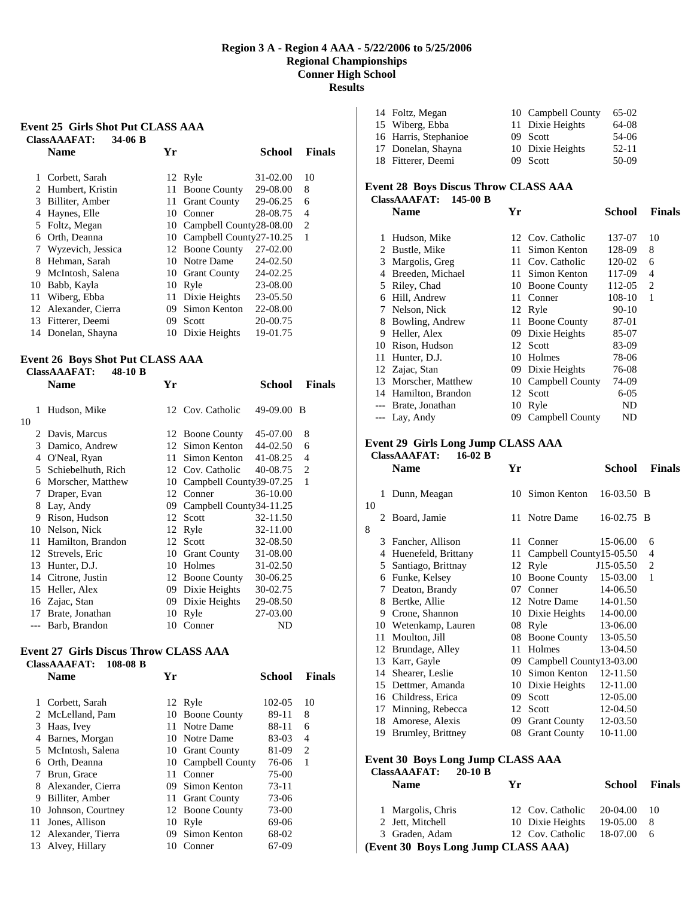# Region 3 A - Region 4 AAA - 5/22/2006 to 5/25/2006
## Regional Championships
## Conner High School
## Results

### Event 25 Girls Shot Put CLASS AAA

ClassAAAFAT: 34-06 B

| | Name | Yr | School | Finals | |
|---|---|---|---|---|---|
| 1 | Corbett, Sarah | 12 | Ryle | 31-02.00 | 10 |
| 2 | Humbert, Kristin | 11 | Boone County | 29-08.00 | 8 |
| 3 | Billiter, Amber | 11 | Grant County | 29-06.25 | 6 |
| 4 | Haynes, Elle | 10 | Conner | 28-08.75 | 4 |
| 5 | Foltz, Megan | 10 | Campbell County | 28-08.00 | 2 |
| 6 | Orth, Deanna | 10 | Campbell County | 27-10.25 | 1 |
| 7 | Wyzevich, Jessica | 12 | Boone County | 27-02.00 | |
| 8 | Hehman, Sarah | 10 | Notre Dame | 24-02.50 | |
| 9 | McIntosh, Salena | 10 | Grant County | 24-02.25 | |
| 10 | Babb, Kayla | 10 | Ryle | 23-08.00 | |
| 11 | Wiberg, Ebba | 11 | Dixie Heights | 23-05.50 | |
| 12 | Alexander, Cierra | 09 | Simon Kenton | 22-08.00 | |
| 13 | Fitterer, Deemi | 09 | Scott | 20-00.75 | |
| 14 | Donelan, Shayna | 10 | Dixie Heights | 19-01.75 | |

### Event 26 Boys Shot Put CLASS AAA

ClassAAAFAT: 48-10 B

| | Name | Yr | School | Finals | |
|---|---|---|---|---|---|
| 1 | Hudson, Mike | 12 | Cov. Catholic | 49-09.00 B | 10 |
| 2 | Davis, Marcus | 12 | Boone County | 45-07.00 | 8 |
| 3 | Damico, Andrew | 12 | Simon Kenton | 44-02.50 | 6 |
| 4 | O'Neal, Ryan | 11 | Simon Kenton | 41-08.25 | 4 |
| 5 | Schiebelhuth, Rich | 12 | Cov. Catholic | 40-08.75 | 2 |
| 6 | Morscher, Matthew | 10 | Campbell County | 39-07.25 | 1 |
| 7 | Draper, Evan | 12 | Conner | 36-10.00 | |
| 8 | Lay, Andy | 09 | Campbell County | 34-11.25 | |
| 9 | Rison, Hudson | 12 | Scott | 32-11.50 | |
| 10 | Nelson, Nick | 12 | Ryle | 32-11.00 | |
| 11 | Hamilton, Brandon | 12 | Scott | 32-08.50 | |
| 12 | Strevels, Eric | 10 | Grant County | 31-08.00 | |
| 13 | Hunter, D.J. | 10 | Holmes | 31-02.50 | |
| 14 | Citrone, Justin | 12 | Boone County | 30-06.25 | |
| 15 | Heller, Alex | 09 | Dixie Heights | 30-02.75 | |
| 16 | Zajac, Stan | 09 | Dixie Heights | 29-08.50 | |
| 17 | Brate, Jonathan | 10 | Ryle | 27-03.00 | |
| --- | Barb, Brandon | 10 | Conner | ND | |

### Event 27 Girls Discus Throw CLASS AAA

ClassAAAFAT: 108-08 B

| | Name | Yr | School | Finals | |
|---|---|---|---|---|---|
| 1 | Corbett, Sarah | 12 | Ryle | 102-05 | 10 |
| 2 | McLelland, Pam | 10 | Boone County | 89-11 | 8 |
| 3 | Haas, Ivey | 11 | Notre Dame | 88-11 | 6 |
| 4 | Barnes, Morgan | 10 | Notre Dame | 83-03 | 4 |
| 5 | McIntosh, Salena | 10 | Grant County | 81-09 | 2 |
| 6 | Orth, Deanna | 10 | Campbell County | 76-06 | 1 |
| 7 | Brun, Grace | 11 | Conner | 75-00 | |
| 8 | Alexander, Cierra | 09 | Simon Kenton | 73-11 | |
| 9 | Billiter, Amber | 11 | Grant County | 73-06 | |
| 10 | Johnson, Courtney | 12 | Boone County | 73-00 | |
| 11 | Jones, Allison | 10 | Ryle | 69-06 | |
| 12 | Alexander, Tierra | 09 | Simon Kenton | 68-02 | |
| 13 | Alvey, Hillary | 10 | Conner | 67-09 | |
| 14 | Foltz, Megan | 10 | Campbell County | 65-02 | |
| 15 | Wiberg, Ebba | 11 | Dixie Heights | 64-08 | |
| 16 | Harris, Stephanioe | 09 | Scott | 54-06 | |
| 17 | Donelan, Shayna | 10 | Dixie Heights | 52-11 | |
| 18 | Fitterer, Deemi | 09 | Scott | 50-09 | |

### Event 28 Boys Discus Throw CLASS AAA

ClassAAAFAT: 145-00 B

| | Name | Yr | School | Finals | |
|---|---|---|---|---|---|
| 1 | Hudson, Mike | 12 | Cov. Catholic | 137-07 | 10 |
| 2 | Bustle, Mike | 11 | Simon Kenton | 128-09 | 8 |
| 3 | Margolis, Greg | 11 | Cov. Catholic | 120-02 | 6 |
| 4 | Breeden, Michael | 11 | Simon Kenton | 117-09 | 4 |
| 5 | Riley, Chad | 10 | Boone County | 112-05 | 2 |
| 6 | Hill, Andrew | 11 | Conner | 108-10 | 1 |
| 7 | Nelson, Nick | 12 | Ryle | 90-10 | |
| 8 | Bowling, Andrew | 11 | Boone County | 87-01 | |
| 9 | Heller, Alex | 09 | Dixie Heights | 85-07 | |
| 10 | Rison, Hudson | 12 | Scott | 83-09 | |
| 11 | Hunter, D.J. | 10 | Holmes | 78-06 | |
| 12 | Zajac, Stan | 09 | Dixie Heights | 76-08 | |
| 13 | Morscher, Matthew | 10 | Campbell County | 74-09 | |
| 14 | Hamilton, Brandon | 12 | Scott | 6-05 | |
| --- | Brate, Jonathan | 10 | Ryle | ND | |
| --- | Lay, Andy | 09 | Campbell County | ND | |

### Event 29 Girls Long Jump CLASS AAA

ClassAAAFAT: 16-02 B

| | Name | Yr | School | Finals | |
|---|---|---|---|---|---|
| 1 | Dunn, Meagan | 10 | Simon Kenton | 16-03.50 B | 10 |
| 2 | Board, Jamie | 11 | Notre Dame | 16-02.75 B | 8 |
| 3 | Fancher, Allison | 11 | Conner | 15-06.00 | 6 |
| 4 | Huenefeld, Brittany | 11 | Campbell County | 15-05.50 | 4 |
| 5 | Santiago, Brittnay | 12 | Ryle | J15-05.50 | 2 |
| 6 | Funke, Kelsey | 10 | Boone County | 15-03.00 | 1 |
| 7 | Deaton, Brandy | 07 | Conner | 14-06.50 | |
| 8 | Bertke, Allie | 12 | Notre Dame | 14-01.50 | |
| 9 | Crone, Shannon | 10 | Dixie Heights | 14-00.00 | |
| 10 | Wetenkamp, Lauren | 08 | Ryle | 13-06.00 | |
| 11 | Moulton, Jill | 08 | Boone County | 13-05.50 | |
| 12 | Brundage, Alley | 11 | Holmes | 13-04.50 | |
| 13 | Karr, Gayle | 09 | Campbell County | 13-03.00 | |
| 14 | Shearer, Leslie | 10 | Simon Kenton | 12-11.50 | |
| 15 | Dettmer, Amanda | 10 | Dixie Heights | 12-11.00 | |
| 16 | Childress, Erica | 09 | Scott | 12-05.00 | |
| 17 | Minning, Rebecca | 12 | Scott | 12-04.50 | |
| 18 | Amorese, Alexis | 09 | Grant County | 12-03.50 | |
| 19 | Brumley, Brittney | 08 | Grant County | 10-11.00 | |

### Event 30 Boys Long Jump CLASS AAA

ClassAAAFAT: 20-10 B

| | Name | Yr | School | Finals | |
|---|---|---|---|---|---|
| 1 | Margolis, Chris | 12 | Cov. Catholic | 20-04.00 | 10 |
| 2 | Jett, Mitchell | 10 | Dixie Heights | 19-05.00 | 8 |
| 3 | Graden, Adam | 12 | Cov. Catholic | 18-07.00 | 6 |

**(Event 30 Boys Long Jump CLASS AAA)**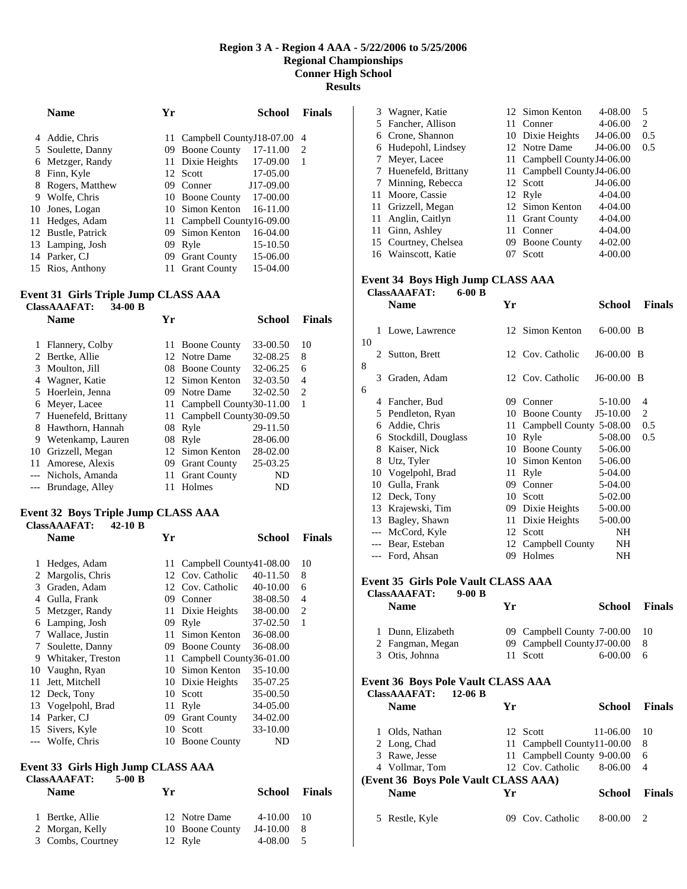# Region 3 A - Region 4 AAA - 5/22/2006 to 5/25/2006
## Regional Championships
## Conner High School
## Results

| | Name | Yr | School | Finals | Points |
|---|---|---|---|---|---|
| 4 | Addie, Chris | 11 | Campbell County | J18-07.00 | 4 |
| 5 | Soulette, Danny | 09 | Boone County | 17-11.00 | 2 |
| 6 | Metzger, Randy | 11 | Dixie Heights | 17-09.00 | 1 |
| 8 | Finn, Kyle | 12 | Scott | 17-05.00 | |
| 8 | Rogers, Matthew | 09 | Conner | J17-09.00 | |
| 9 | Wolfe, Chris | 10 | Boone County | 17-00.00 | |
| 10 | Jones, Logan | 10 | Simon Kenton | 16-11.00 | |
| 11 | Hedges, Adam | 11 | Campbell County | 16-09.00 | |
| 12 | Bustle, Patrick | 09 | Simon Kenton | 16-04.00 | |
| 13 | Lamping, Josh | 09 | Ryle | 15-10.50 | |
| 14 | Parker, CJ | 09 | Grant County | 15-06.00 | |
| 15 | Rios, Anthony | 11 | Grant County | 15-04.00 | |

### Event 31 Girls Triple Jump CLASS AAA

ClassAAAFAT: 34-00 B

| | Name | Yr | School | Finals | Points |
|---|---|---|---|---|---|
| 1 | Flannery, Colby | 11 | Boone County | 33-00.50 | 10 |
| 2 | Bertke, Allie | 12 | Notre Dame | 32-08.25 | 8 |
| 3 | Moulton, Jill | 08 | Boone County | 32-06.25 | 6 |
| 4 | Wagner, Katie | 12 | Simon Kenton | 32-03.50 | 4 |
| 5 | Hoerlein, Jenna | 09 | Notre Dame | 32-02.50 | 2 |
| 6 | Meyer, Lacee | 11 | Campbell County | 30-11.00 | 1 |
| 7 | Huenefeld, Brittany | 11 | Campbell County | 30-09.50 | |
| 8 | Hawthorn, Hannah | 08 | Ryle | 29-11.50 | |
| 9 | Wetenkamp, Lauren | 08 | Ryle | 28-06.00 | |
| 10 | Grizzell, Megan | 12 | Simon Kenton | 28-02.00 | |
| 11 | Amorese, Alexis | 09 | Grant County | 25-03.25 | |
| --- | Nichols, Amanda | 11 | Grant County | ND | |
| --- | Brundage, Alley | 11 | Holmes | ND | |

### Event 32 Boys Triple Jump CLASS AAA

ClassAAAFAT: 42-10 B

| | Name | Yr | School | Finals | Points |
|---|---|---|---|---|---|
| 1 | Hedges, Adam | 11 | Campbell County | 41-08.00 | 10 |
| 2 | Margolis, Chris | 12 | Cov. Catholic | 40-11.50 | 8 |
| 3 | Graden, Adam | 12 | Cov. Catholic | 40-10.00 | 6 |
| 4 | Gulla, Frank | 09 | Conner | 38-08.50 | 4 |
| 5 | Metzger, Randy | 11 | Dixie Heights | 38-00.00 | 2 |
| 6 | Lamping, Josh | 09 | Ryle | 37-02.50 | 1 |
| 7 | Wallace, Justin | 11 | Simon Kenton | 36-08.00 | |
| 7 | Soulette, Danny | 09 | Boone County | 36-08.00 | |
| 9 | Whitaker, Treston | 11 | Campbell County | 36-01.00 | |
| 10 | Vaughn, Ryan | 10 | Simon Kenton | 35-10.00 | |
| 11 | Jett, Mitchell | 10 | Dixie Heights | 35-07.25 | |
| 12 | Deck, Tony | 10 | Scott | 35-00.50 | |
| 13 | Vogelpohl, Brad | 11 | Ryle | 34-05.00 | |
| 14 | Parker, CJ | 09 | Grant County | 34-02.00 | |
| 15 | Sivers, Kyle | 10 | Scott | 33-10.00 | |
| --- | Wolfe, Chris | 10 | Boone County | ND | |

### Event 33 Girls High Jump CLASS AAA

ClassAAAFAT: 5-00 B

| | Name | Yr | School | Finals | Points |
|---|---|---|---|---|---|
| 1 | Bertke, Allie | 12 | Notre Dame | 4-10.00 | 10 |
| 2 | Morgan, Kelly | 10 | Boone County | J4-10.00 | 8 |
| 3 | Combs, Courtney | 12 | Ryle | 4-08.00 | 5 |
| 3 | Wagner, Katie | 12 | Simon Kenton | 4-08.00 | 5 |
| 5 | Fancher, Allison | 11 | Conner | 4-06.00 | 2 |
| 6 | Crone, Shannon | 10 | Dixie Heights | J4-06.00 | 0.5 |
| 6 | Hudepohl, Lindsey | 12 | Notre Dame | J4-06.00 | 0.5 |
| 7 | Meyer, Lacee | 11 | Campbell County | J4-06.00 | |
| 7 | Huenefeld, Brittany | 11 | Campbell County | J4-06.00 | |
| 7 | Minning, Rebecca | 12 | Scott | J4-06.00 | |
| 11 | Moore, Cassie | 12 | Ryle | 4-04.00 | |
| 11 | Grizzell, Megan | 12 | Simon Kenton | 4-04.00 | |
| 11 | Anglin, Caitlyn | 11 | Grant County | 4-04.00 | |
| 11 | Ginn, Ashley | 11 | Conner | 4-04.00 | |
| 15 | Courtney, Chelsea | 09 | Boone County | 4-02.00 | |
| 16 | Wainscott, Katie | 07 | Scott | 4-00.00 | |

### Event 34 Boys High Jump CLASS AAA

ClassAAAFAT: 6-00 B

| | Name | Yr | School | Finals | Points |
|---|---|---|---|---|---|
| 1 | Lowe, Lawrence | 12 | Simon Kenton | 6-00.00 B | 10 |
| 2 | Sutton, Brett | 12 | Cov. Catholic | J6-00.00 B | 8 |
| 3 | Graden, Adam | 12 | Cov. Catholic | J6-00.00 B | 6 |
| 4 | Fancher, Bud | 09 | Conner | 5-10.00 | 4 |
| 5 | Pendleton, Ryan | 10 | Boone County | J5-10.00 | 2 |
| 6 | Addie, Chris | 11 | Campbell County | 5-08.00 | 0.5 |
| 6 | Stockdill, Douglass | 10 | Ryle | 5-08.00 | 0.5 |
| 8 | Kaiser, Nick | 10 | Boone County | 5-06.00 | |
| 8 | Utz, Tyler | 10 | Simon Kenton | 5-06.00 | |
| 10 | Vogelpohl, Brad | 11 | Ryle | 5-04.00 | |
| 10 | Gulla, Frank | 09 | Conner | 5-04.00 | |
| 12 | Deck, Tony | 10 | Scott | 5-02.00 | |
| 13 | Krajewski, Tim | 09 | Dixie Heights | 5-00.00 | |
| 13 | Bagley, Shawn | 11 | Dixie Heights | 5-00.00 | |
| --- | McCord, Kyle | 12 | Scott | NH | |
| --- | Bear, Esteban | 12 | Campbell County | NH | |
| --- | Ford, Ahsan | 09 | Holmes | NH | |

### Event 35 Girls Pole Vault CLASS AAA

ClassAAAFAT: 9-00 B

| | Name | Yr | School | Finals | Points |
|---|---|---|---|---|---|
| 1 | Dunn, Elizabeth | 09 | Campbell County | 7-00.00 | 10 |
| 2 | Fangman, Megan | 09 | Campbell County | J7-00.00 | 8 |
| 3 | Otis, Johnna | 11 | Scott | 6-00.00 | 6 |

### Event 36 Boys Pole Vault CLASS AAA

ClassAAAFAT: 12-06 B

| | Name | Yr | School | Finals | Points |
|---|---|---|---|---|---|
| 1 | Olds, Nathan | 12 | Scott | 11-06.00 | 10 |
| 2 | Long, Chad | 11 | Campbell County | 11-00.00 | 8 |
| 3 | Rawe, Jesse | 11 | Campbell County | 9-00.00 | 6 |
| 4 | Vollmar, Tom | 12 | Cov. Catholic | 8-06.00 | 4 |
| 5 | Restle, Kyle | 09 | Cov. Catholic | 8-00.00 | 2 |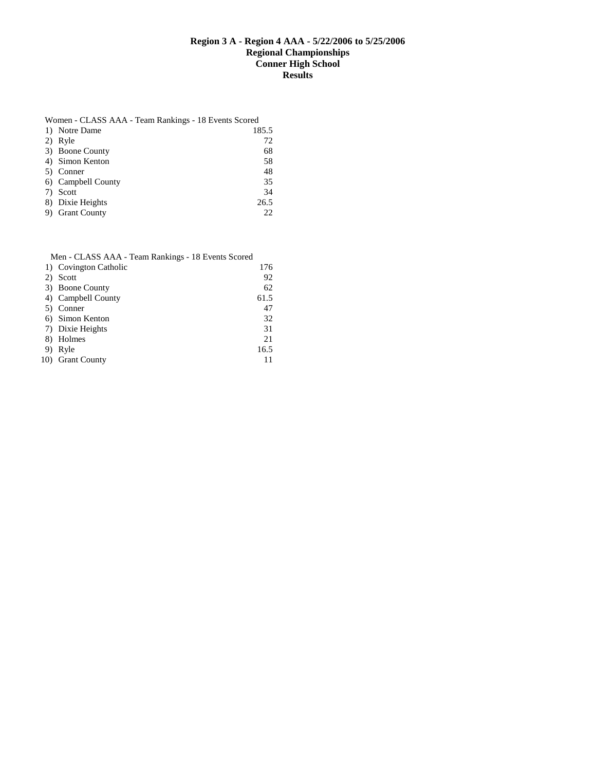**Region 3 A - Region 4 AAA - 5/22/2006 to 5/25/2006**
**Regional Championships**
**Conner High School**
**Results**

Women - CLASS AAA - Team Rankings - 18 Events Scored

| | | |
|---|---|---|
| 1) | Notre Dame | 185.5 |
| 2) | Ryle | 72 |
| 3) | Boone County | 68 |
| 4) | Simon Kenton | 58 |
| 5) | Conner | 48 |
| 6) | Campbell County | 35 |
| 7) | Scott | 34 |
| 8) | Dixie Heights | 26.5 |
| 9) | Grant County | 22 |

Men - CLASS AAA - Team Rankings - 18 Events Scored

| | | |
|---|---|---|
| 1) | Covington Catholic | 176 |
| 2) | Scott | 92 |
| 3) | Boone County | 62 |
| 4) | Campbell County | 61.5 |
| 5) | Conner | 47 |
| 6) | Simon Kenton | 32 |
| 7) | Dixie Heights | 31 |
| 8) | Holmes | 21 |
| 9) | Ryle | 16.5 |
| 10) | Grant County | 11 |